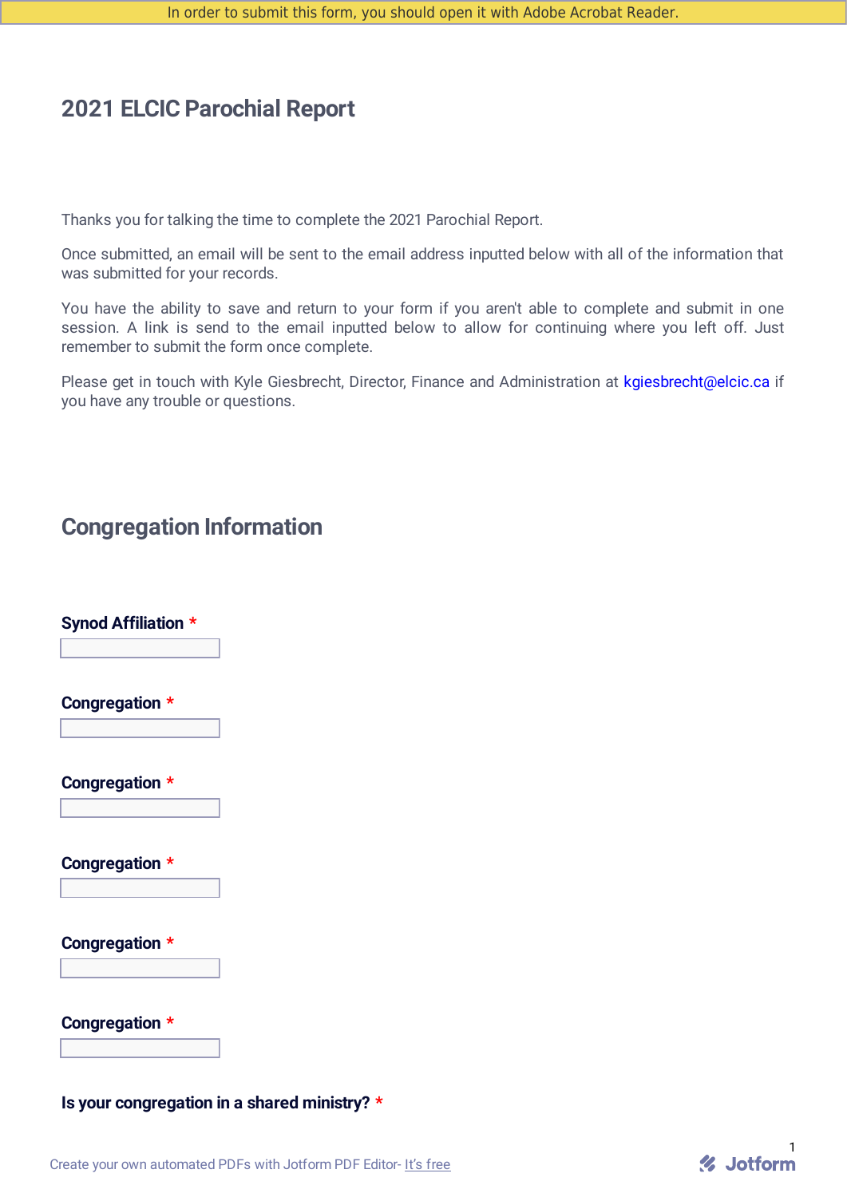In order to submit this form, you should open it with Adobe Acrobat Reader.

# 2021 ELCIC Parochial Report

Thanks you for talking the time to complete the 2021 Parochial Report.

Once submitted, an email will be sent to the email address inputted below with all of the information that was submitted for your records.

You have the ability to save and return to your form if you aren't able to complete and submit in one session. A link is send to the email inputted below to allow for continuing where you left off. Just remember to submit the form once complete.

Please get in touch with Kyle Giesbrecht, Director, Finance and Administration at kgiesbrecht@elcic.ca if you have any trouble or questions.

## Congregation Information

**Synod Affiliation** *

**Congregation** *

**Congregation** *

**Congregation** *

**Congregation** *

**Congregation** *

**Is your congregation in a shared ministry?** *

Create your own automated PDFs with Jotform PDF Editor- It's free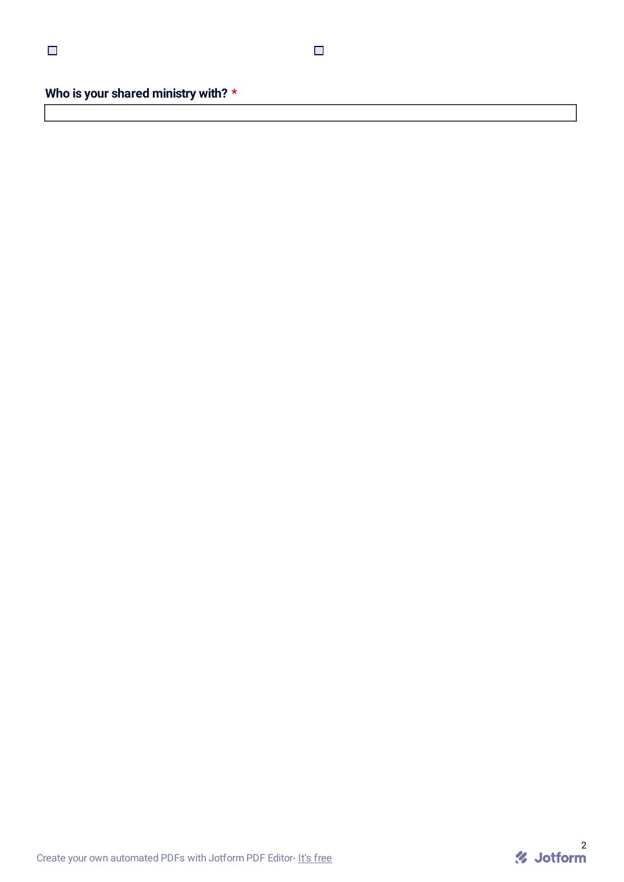☐ ☐

**Who is your shared ministry with?** *

Create your own automated PDFs with Jotform PDF Editor- It's free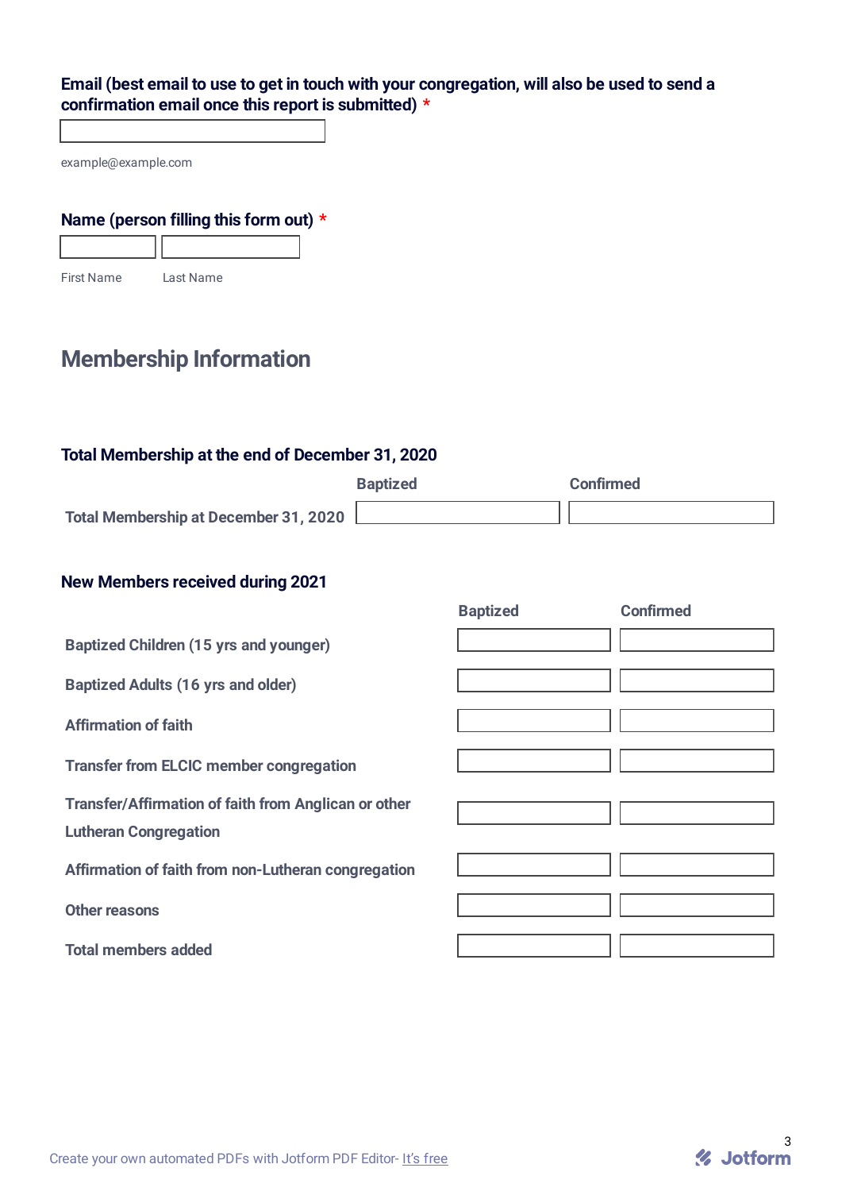**Email (best email to use to get in touch with your congregation, will also be used to send a confirmation email once this report is submitted) ***

example@example.com

**Name (person filling this form out) ***

First Name Last Name

## Membership Information

### Total Membership at the end of December 31, 2020

| | Baptized | Confirmed |
|---|---|---|
| Total Membership at December 31, 2020 | | |

### New Members received during 2021

| | Baptized | Confirmed |
|---|---|---|
| Baptized Children (15 yrs and younger) | | |
| Baptized Adults (16 yrs and older) | | |
| Affirmation of faith | | |
| Transfer from ELCIC member congregation | | |
| Transfer/Affirmation of faith from Anglican or other Lutheran Congregation | | |
| Affirmation of faith from non-Lutheran congregation | | |
| Other reasons | | |
| Total members added | | |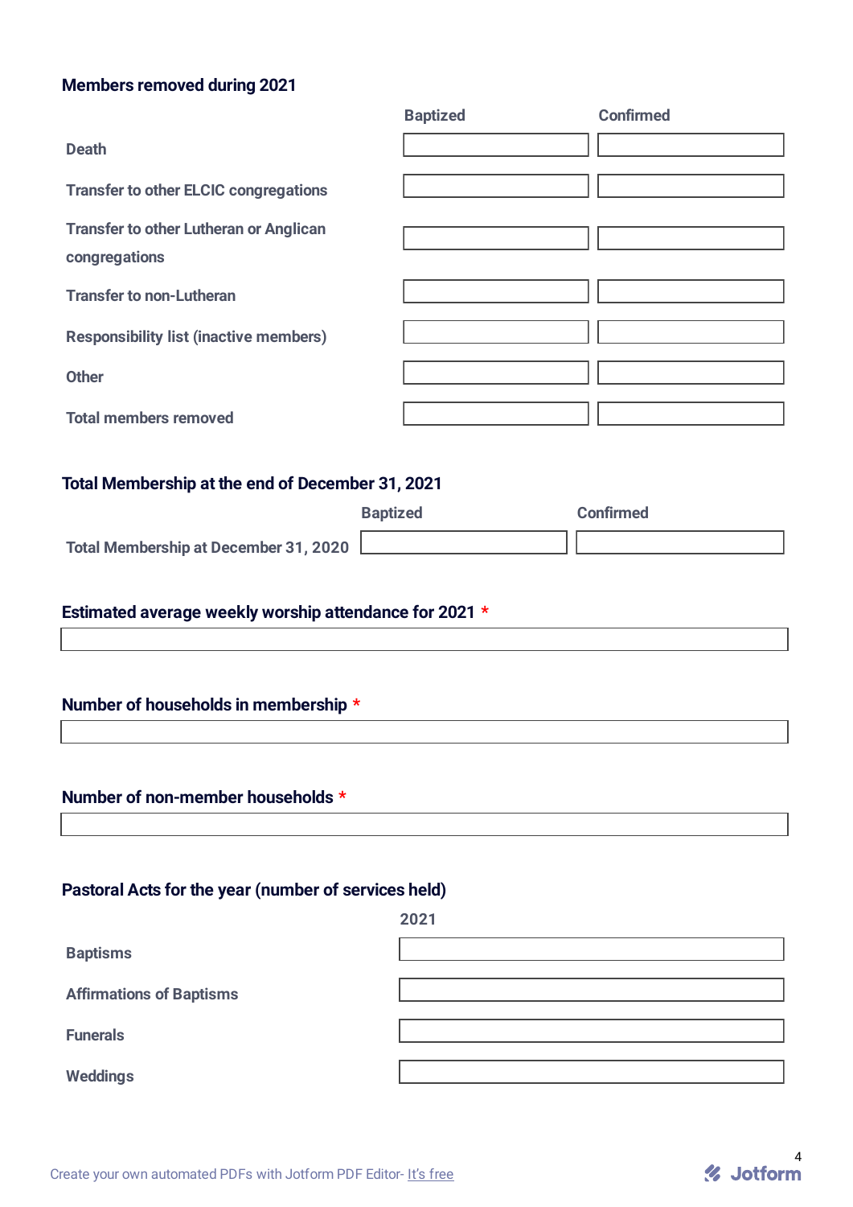## Members removed during 2021

| | Baptized | Confirmed |
|---|---|---|
| Death | | |
| Transfer to other ELCIC congregations | | |
| Transfer to other Lutheran or Anglican congregations | | |
| Transfer to non-Lutheran | | |
| Responsibility list (inactive members) | | |
| Other | | |
| Total members removed | | |

## Total Membership at the end of December 31, 2021

| | Baptized | Confirmed |
|---|---|---|
| Total Membership at December 31, 2020 | | |

## Estimated average weekly worship attendance for 2021 *

## Number of households in membership *

## Number of non-member households *

## Pastoral Acts for the year (number of services held)

| | 2021 |
|---|---|
| Baptisms | |
| Affirmations of Baptisms | |
| Funerals | |
| Weddings | |

Create your own automated PDFs with Jotform PDF Editor- It's free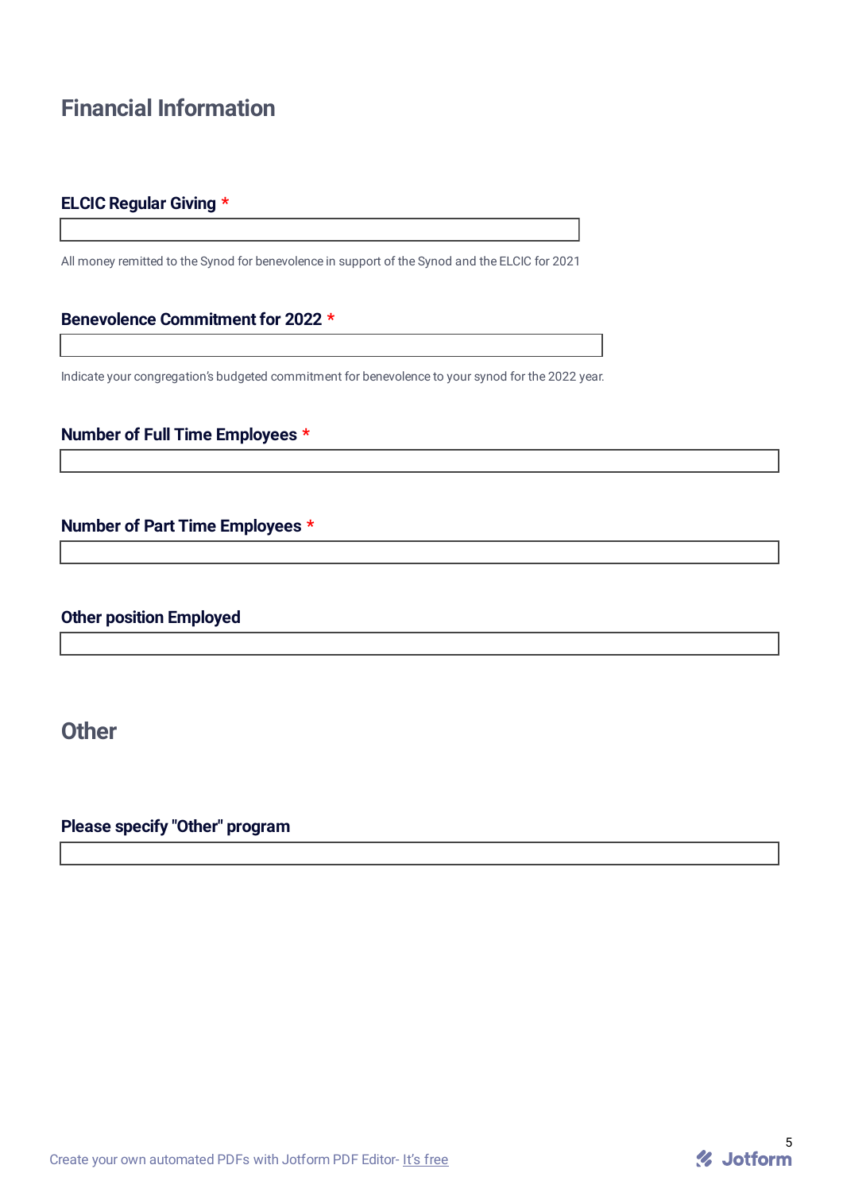## Financial Information

**ELCIC Regular Giving** *

All money remitted to the Synod for benevolence in support of the Synod and the ELCIC for 2021

**Benevolence Commitment for 2022** *

Indicate your congregation's budgeted commitment for benevolence to your synod for the 2022 year.

**Number of Full Time Employees** *

**Number of Part Time Employees** *

**Other position Employed**

## Other

**Please specify "Other" program**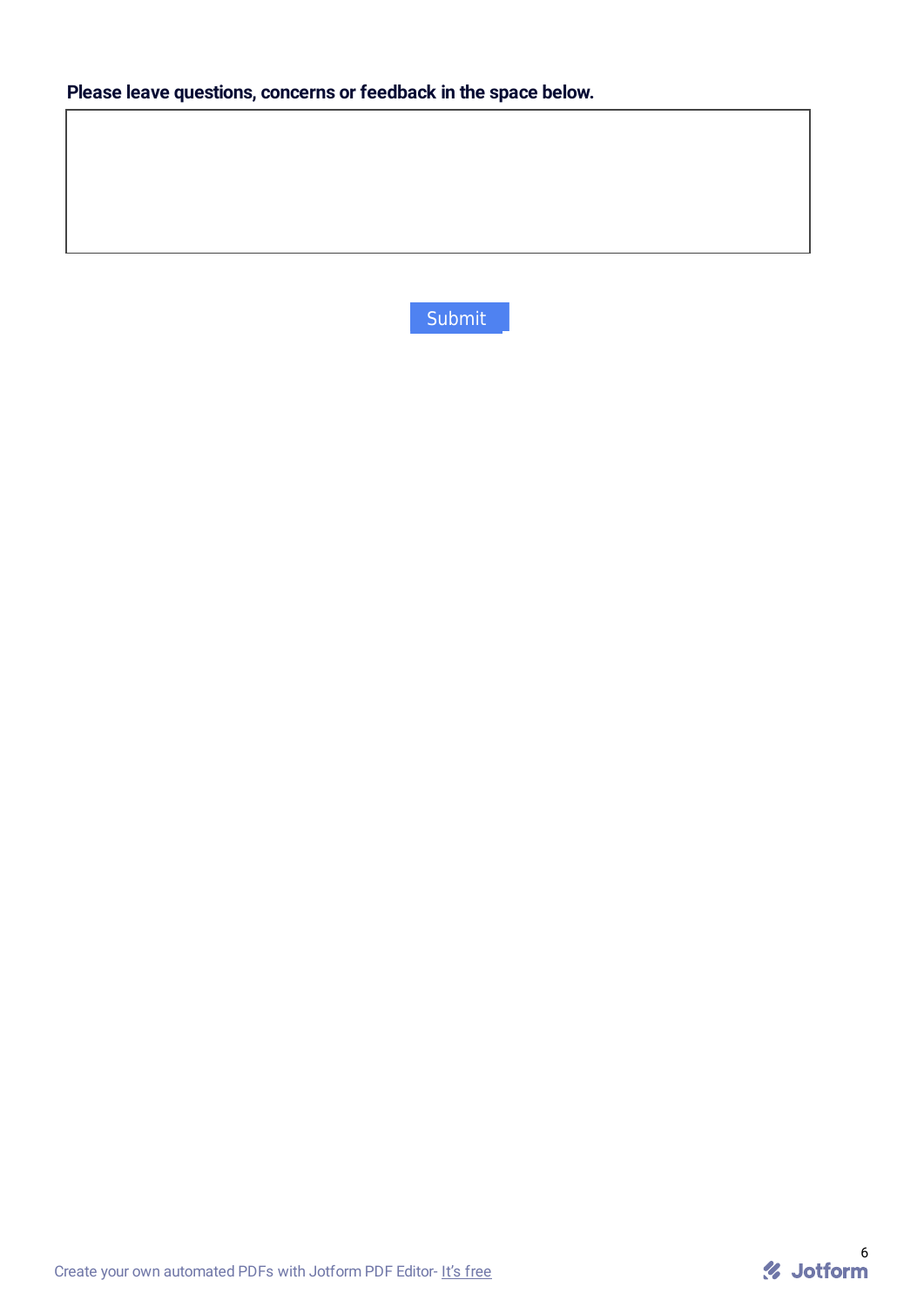**Please leave questions, concerns or feedback in the space below.**

Submit